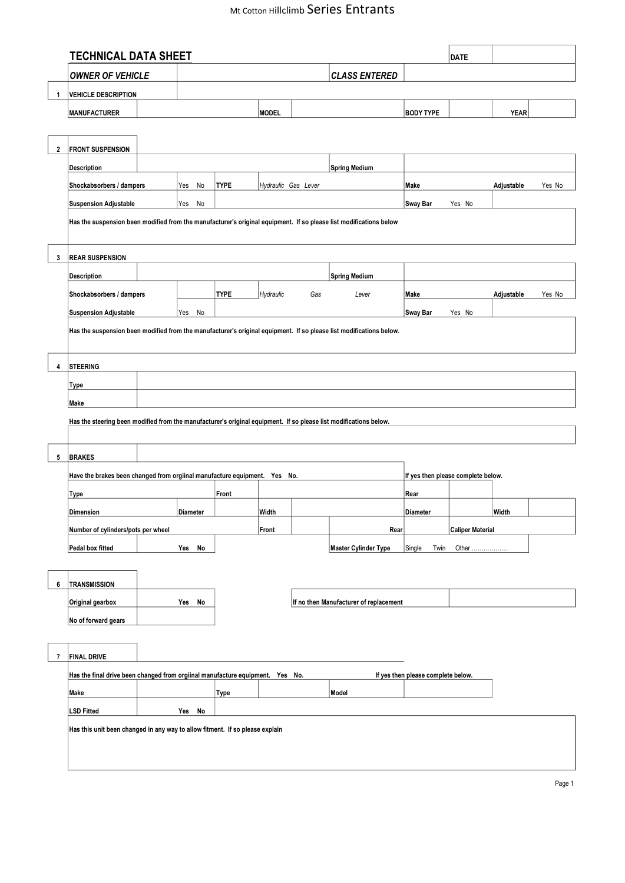Mt Cotton Hillclimb Series Entrants

## TECHNICAL DATA SHEET

| | | | | |
|---|---|---|---|---|
| **DATE** | | | | |
| ***OWNER OF VEHICLE*** | | ***CLASS ENTERED*** | | |

### 1 VEHICLE DESCRIPTION

| | | | | | | | |
|---|---|---|---|---|---|---|---|
| **MANUFACTURER** | | **MODEL** | | **BODY TYPE** | | **YEAR** | |

### 2 FRONT SUSPENSION

| | | | | | | |
|---|---|---|---|---|---|---|
| **Description** | | | **Spring Medium** | | | |
| **Shockabsorbers / dampers** | Yes No | **TYPE** | *Hydraulic Gas Lever* | **Make** | **Adjustable** | Yes No |
| **Suspension Adjustable** | Yes No | | | **Sway Bar** Yes No | | |

**Has the suspension been modified from the manufacturer's original equipment. If so please list modifications below**

### 3 REAR SUSPENSION

| | | | | | | |
|---|---|---|---|---|---|---|
| **Description** | | | **Spring Medium** | | | |
| **Shockabsorbers / dampers** | | **TYPE** | *Hydraulic Gas Lever* | **Make** | **Adjustable** | Yes No |
| **Suspension Adjustable** | Yes No | | | **Sway Bar** Yes No | | |

**Has the suspension been modified from the manufacturer's original equipment. If so please list modifications below.**

### 4 STEERING

| | |
|---|---|
| **Type** | |
| **Make** | |

**Has the steering been modified from the manufacturer's original equipment. If so please list modifications below.**

### 5 BRAKES

**Have the brakes been changed from orgiinal manufacture equipment. Yes No.** — **If yes then please complete below.**

| | | | | | | | |
|---|---|---|---|---|---|---|---|
| **Type** | | **Front** | | | **Rear** | | |
| **Dimension** | **Diameter** | | **Width** | | **Diameter** | | **Width** |
| **Number of cylinders/pots per wheel** | | | **Front** | **Rear** | | **Caliper Material** | |
| **Pedal box fitted** | **Yes No** | | | **Master Cylinder Type** | Single Twin Other ……………… | | |

### 6 TRANSMISSION

| | | | |
|---|---|---|---|
| **Original gearbox** | **Yes No** | **If no then Manufacturer of replacement** | |
| **No of forward gears** | | | |

### 7 FINAL DRIVE

**Has the final drive been changed from orgiinal manufacture equipment. Yes No.** — **If yes then please complete below.**

| | | | | | |
|---|---|---|---|---|---|
| **Make** | | **Type** | | **Model** | |
| **LSD Fitted** | **Yes No** | | | | |

**Has this unit been changed in any way to allow fitment. If so please explain**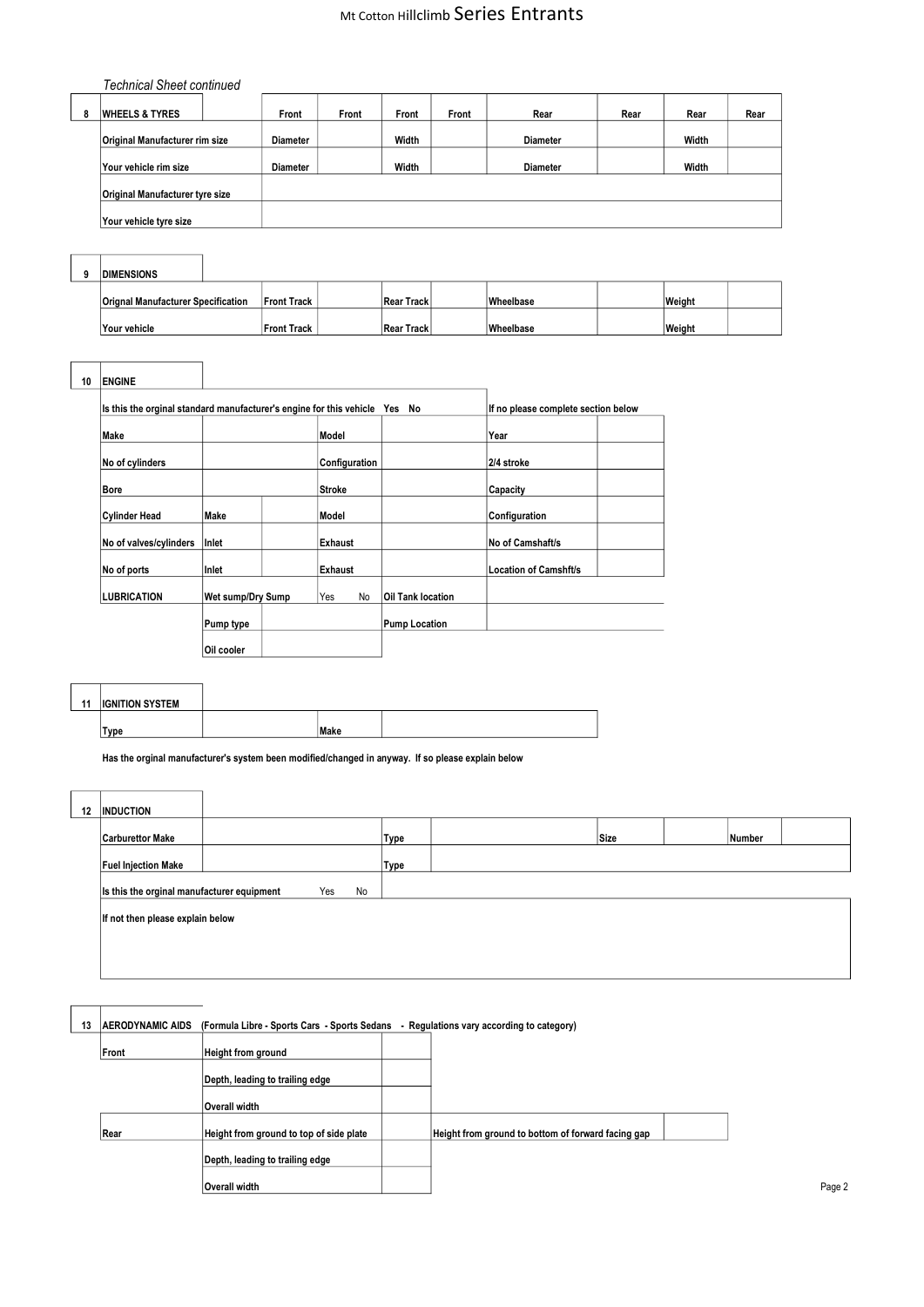*Technical Sheet continued*

| 8 | WHEELS & TYRES | Front | Front | Front | Front | Rear | Rear | Rear | Rear |
|---|---|---|---|---|---|---|---|---|---|
| | Original Manufacturer rim size | Diameter | | Width | | Diameter | | Width | |
| | Your vehicle rim size | Diameter | | Width | | Diameter | | Width | |
| | Original Manufacturer tyre size | | | | | | | | |
| | Your vehicle tyre size | | | | | | | | |

| 9 | DIMENSIONS | | | | | | | | |
|---|---|---|---|---|---|---|---|---|---|
| | Orignal Manufacturer Specification | Front Track | | Rear Track | | Wheelbase | | Weight | |
| | Your vehicle | Front Track | | Rear Track | | Wheelbase | | Weight | |

| 10 | ENGINE | | | | | | |
|---|---|---|---|---|---|---|---|
| | Is this the orginal standard manufacturer's engine for this vehicle Yes No | | | | | If no please complete section below | |
| | Make | | | Model | | Year | |
| | No of cylinders | | | Configuration | | 2/4 stroke | |
| | Bore | | | Stroke | | Capacity | |
| | Cylinder Head | Make | | Model | | Configuration | |
| | No of valves/cylinders | Inlet | | Exhaust | | No of Camshaft/s | |
| | No of ports | Inlet | | Exhaust | | Location of Camshft/s | |
| | LUBRICATION | Wet sump/Dry Sump | | Yes No | Oil Tank location | | |
| | | Pump type | | | Pump Location | | |
| | | Oil cooler | | | | | |

| 11 | IGNITION SYSTEM | | | |
|---|---|---|---|---|
| | Type | | Make | |

Has the orginal manufacturer's system been modified/changed in anyway. If so please explain below

| 12 | INDUCTION | | | | | | | |
|---|---|---|---|---|---|---|---|---|
| | Carburettor Make | | Type | | Size | | Number | |
| | Fuel Injection Make | | Type | | | | | |
| | Is this the orginal manufacturer equipment Yes No | | | | | | | |
| | If not then please explain below | | | | | | | |

**13 AERODYNAMIC AIDS** (Formula Libre - Sports Cars - Sports Sedans - Regulations vary according to category)

| | | | | |
|---|---|---|---|---|
| Front | Height from ground | | | |
| | Depth, leading to trailing edge | | | |
| | Overall width | | | |
| Rear | Height from ground to top of side plate | | Height from ground to bottom of forward facing gap | |
| | Depth, leading to trailing edge | | | |
| | Overall width | | | |